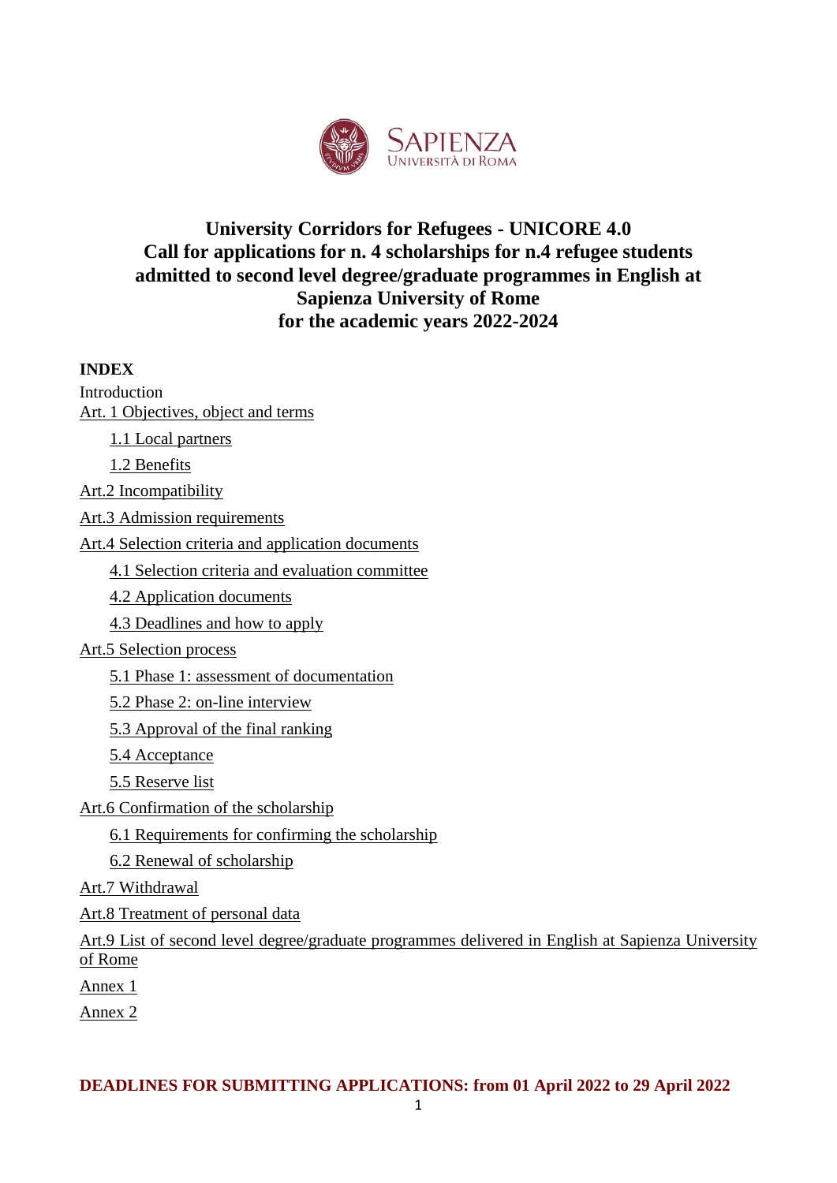SAPIENZA
UNIVERSITÀ DI ROMA

# University Corridors for Refugees - UNICORE 4.0
# Call for applications for n. 4 scholarships for n.4 refugee students admitted to second level degree/graduate programmes in English at Sapienza University of Rome for the academic years 2022-2024

**INDEX**

Introduction

Art. 1 Objectives, object and terms

- 1.1 Local partners
- 1.2 Benefits

Art.2 Incompatibility

Art.3 Admission requirements

Art.4 Selection criteria and application documents

- 4.1 Selection criteria and evaluation committee
- 4.2 Application documents
- 4.3 Deadlines and how to apply

Art.5 Selection process

- 5.1 Phase 1: assessment of documentation
- 5.2 Phase 2: on-line interview
- 5.3 Approval of the final ranking
- 5.4 Acceptance
- 5.5 Reserve list

Art.6 Confirmation of the scholarship

- 6.1 Requirements for confirming the scholarship
- 6.2 Renewal of scholarship

Art.7 Withdrawal

Art.8 Treatment of personal data

Art.9 List of second level degree/graduate programmes delivered in English at Sapienza University of Rome

Annex 1

Annex 2

**DEADLINES FOR SUBMITTING APPLICATIONS: from 01 April 2022 to 29 April 2022**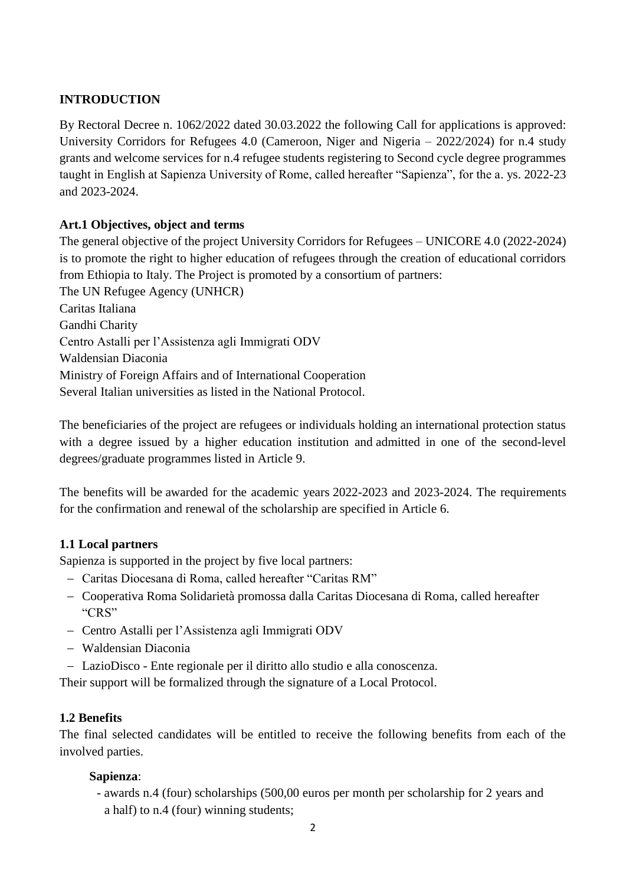**INTRODUCTION**

By Rectoral Decree n. 1062/2022 dated 30.03.2022 the following Call for applications is approved: University Corridors for Refugees 4.0 (Cameroon, Niger and Nigeria – 2022/2024) for n.4 study grants and welcome services for n.4 refugee students registering to Second cycle degree programmes taught in English at Sapienza University of Rome, called hereafter "Sapienza", for the a. ys. 2022-23 and 2023-2024.

**Art.1 Objectives, object and terms**

The general objective of the project University Corridors for Refugees – UNICORE 4.0 (2022-2024) is to promote the right to higher education of refugees through the creation of educational corridors from Ethiopia to Italy. The Project is promoted by a consortium of partners:

The UN Refugee Agency (UNHCR)
Caritas Italiana
Gandhi Charity
Centro Astalli per l'Assistenza agli Immigrati ODV
Waldensian Diaconia
Ministry of Foreign Affairs and of International Cooperation
Several Italian universities as listed in the National Protocol.

The beneficiaries of the project are refugees or individuals holding an international protection status with a degree issued by a higher education institution and admitted in one of the second-level degrees/graduate programmes listed in Article 9.

The benefits will be awarded for the academic years 2022-2023 and 2023-2024. The requirements for the confirmation and renewal of the scholarship are specified in Article 6.

**1.1 Local partners**

Sapienza is supported in the project by five local partners:

- Caritas Diocesana di Roma, called hereafter "Caritas RM"
- Cooperativa Roma Solidarietà promossa dalla Caritas Diocesana di Roma, called hereafter "CRS"
- Centro Astalli per l'Assistenza agli Immigrati ODV
- Waldensian Diaconia
- LazioDisco - Ente regionale per il diritto allo studio e alla conoscenza.

Their support will be formalized through the signature of a Local Protocol.

**1.2 Benefits**

The final selected candidates will be entitled to receive the following benefits from each of the involved parties.

**Sapienza**:

- awards n.4 (four) scholarships (500,00 euros per month per scholarship for 2 years and a half) to n.4 (four) winning students;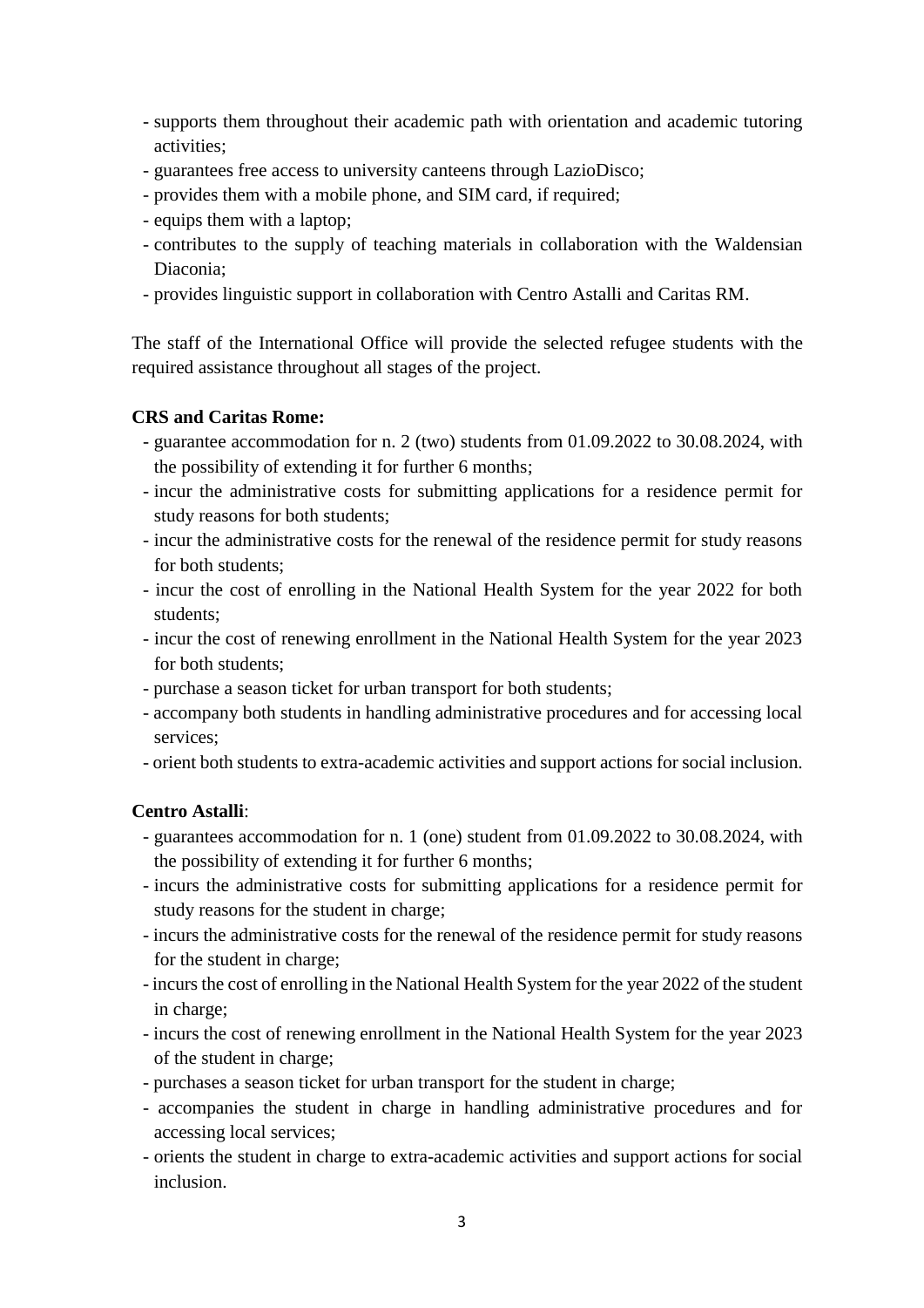- supports them throughout their academic path with orientation and academic tutoring activities;
- guarantees free access to university canteens through LazioDisco;
- provides them with a mobile phone, and SIM card, if required;
- equips them with a laptop;
- contributes to the supply of teaching materials in collaboration with the Waldensian Diaconia;
- provides linguistic support in collaboration with Centro Astalli and Caritas RM.

The staff of the International Office will provide the selected refugee students with the required assistance throughout all stages of the project.

**CRS and Caritas Rome:**

- guarantee accommodation for n. 2 (two) students from 01.09.2022 to 30.08.2024, with the possibility of extending it for further 6 months;
- incur the administrative costs for submitting applications for a residence permit for study reasons for both students;
- incur the administrative costs for the renewal of the residence permit for study reasons for both students;
- incur the cost of enrolling in the National Health System for the year 2022 for both students;
- incur the cost of renewing enrollment in the National Health System for the year 2023 for both students;
- purchase a season ticket for urban transport for both students;
- accompany both students in handling administrative procedures and for accessing local services;
- orient both students to extra-academic activities and support actions for social inclusion.

**Centro Astalli**:

- guarantees accommodation for n. 1 (one) student from 01.09.2022 to 30.08.2024, with the possibility of extending it for further 6 months;
- incurs the administrative costs for submitting applications for a residence permit for study reasons for the student in charge;
- incurs the administrative costs for the renewal of the residence permit for study reasons for the student in charge;
- incurs the cost of enrolling in the National Health System for the year 2022 of the student in charge;
- incurs the cost of renewing enrollment in the National Health System for the year 2023 of the student in charge;
- purchases a season ticket for urban transport for the student in charge;
- accompanies the student in charge in handling administrative procedures and for accessing local services;
- orients the student in charge to extra-academic activities and support actions for social inclusion.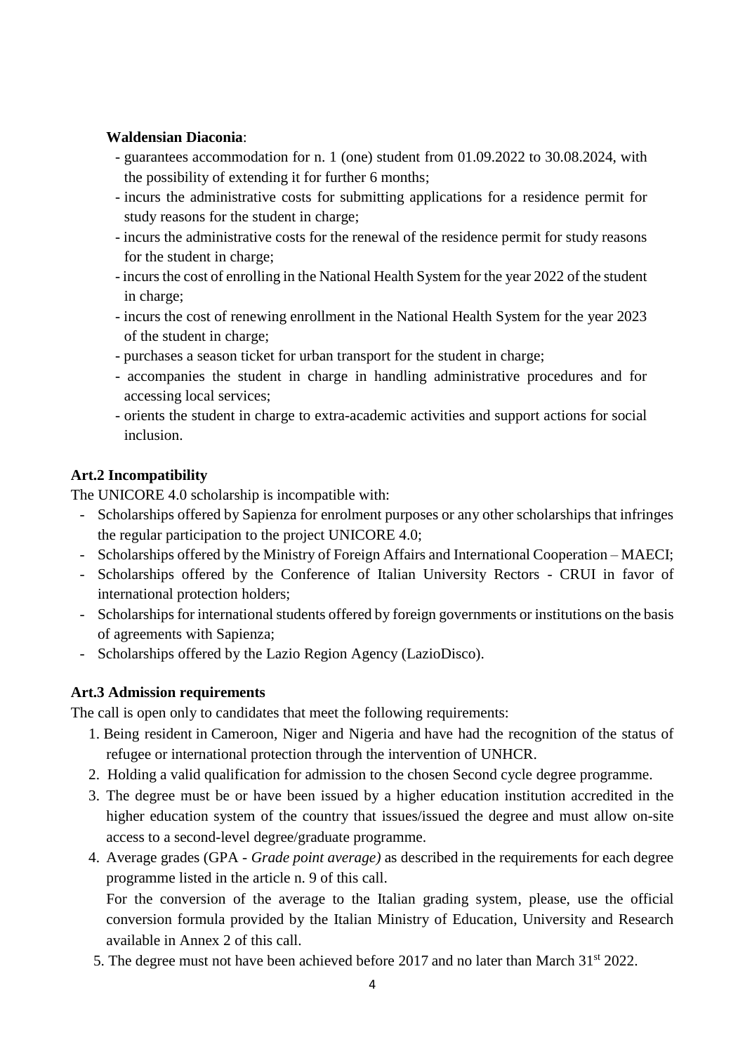**Waldensian Diaconia**:

- guarantees accommodation for n. 1 (one) student from 01.09.2022 to 30.08.2024, with the possibility of extending it for further 6 months;
- incurs the administrative costs for submitting applications for a residence permit for study reasons for the student in charge;
- incurs the administrative costs for the renewal of the residence permit for study reasons for the student in charge;
- incurs the cost of enrolling in the National Health System for the year 2022 of the student in charge;
- incurs the cost of renewing enrollment in the National Health System for the year 2023 of the student in charge;
- purchases a season ticket for urban transport for the student in charge;
- accompanies the student in charge in handling administrative procedures and for accessing local services;
- orients the student in charge to extra-academic activities and support actions for social inclusion.

**Art.2 Incompatibility**

The UNICORE 4.0 scholarship is incompatible with:

- Scholarships offered by Sapienza for enrolment purposes or any other scholarships that infringes the regular participation to the project UNICORE 4.0;
- Scholarships offered by the Ministry of Foreign Affairs and International Cooperation – MAECI;
- Scholarships offered by the Conference of Italian University Rectors - CRUI in favor of international protection holders;
- Scholarships for international students offered by foreign governments or institutions on the basis of agreements with Sapienza;
- Scholarships offered by the Lazio Region Agency (LazioDisco).

**Art.3 Admission requirements**

The call is open only to candidates that meet the following requirements:

1. Being resident in Cameroon, Niger and Nigeria and have had the recognition of the status of refugee or international protection through the intervention of UNHCR.
2. Holding a valid qualification for admission to the chosen Second cycle degree programme.
3. The degree must be or have been issued by a higher education institution accredited in the higher education system of the country that issues/issued the degree and must allow on-site access to a second-level degree/graduate programme.
4. Average grades (GPA - *Grade point average)* as described in the requirements for each degree programme listed in the article n. 9 of this call.

   For the conversion of the average to the Italian grading system, please, use the official conversion formula provided by the Italian Ministry of Education, University and Research available in Annex 2 of this call.
5. The degree must not have been achieved before 2017 and no later than March 31st 2022.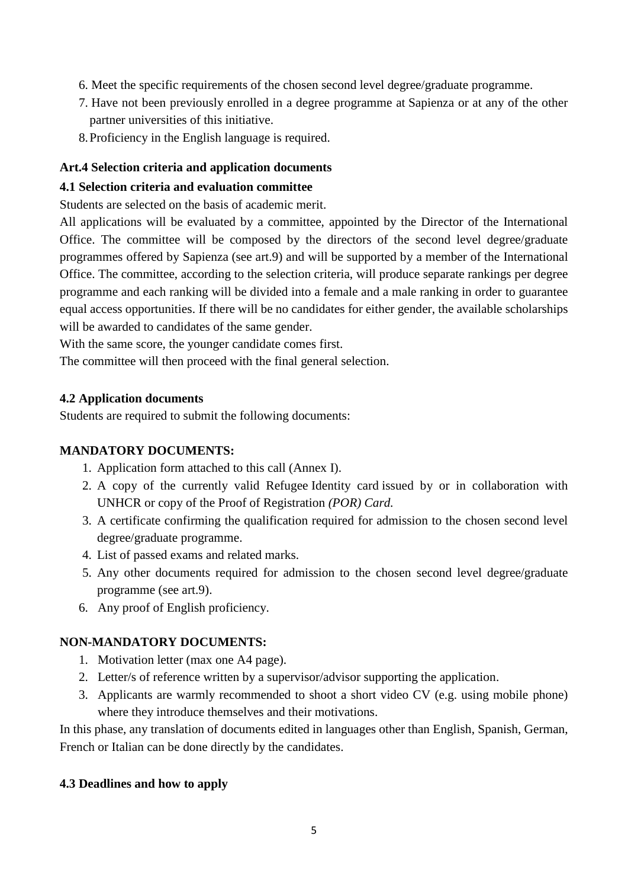6. Meet the specific requirements of the chosen second level degree/graduate programme.
7. Have not been previously enrolled in a degree programme at Sapienza or at any of the other partner universities of this initiative.
8. Proficiency in the English language is required.

**Art.4 Selection criteria and application documents**

**4.1 Selection criteria and evaluation committee**

Students are selected on the basis of academic merit.

All applications will be evaluated by a committee, appointed by the Director of the International Office. The committee will be composed by the directors of the second level degree/graduate programmes offered by Sapienza (see art.9) and will be supported by a member of the International Office. The committee, according to the selection criteria, will produce separate rankings per degree programme and each ranking will be divided into a female and a male ranking in order to guarantee equal access opportunities. If there will be no candidates for either gender, the available scholarships will be awarded to candidates of the same gender.

With the same score, the younger candidate comes first.

The committee will then proceed with the final general selection.

**4.2 Application documents**

Students are required to submit the following documents:

**MANDATORY DOCUMENTS:**

1. Application form attached to this call (Annex I).
2. A copy of the currently valid Refugee Identity card issued by or in collaboration with UNHCR or copy of the Proof of Registration *(POR) Card.*
3. A certificate confirming the qualification required for admission to the chosen second level degree/graduate programme.
4. List of passed exams and related marks.
5. Any other documents required for admission to the chosen second level degree/graduate programme (see art.9).
6. Any proof of English proficiency.

**NON-MANDATORY DOCUMENTS:**

1. Motivation letter (max one A4 page).
2. Letter/s of reference written by a supervisor/advisor supporting the application.
3. Applicants are warmly recommended to shoot a short video CV (e.g. using mobile phone) where they introduce themselves and their motivations.

In this phase, any translation of documents edited in languages other than English, Spanish, German, French or Italian can be done directly by the candidates.

**4.3 Deadlines and how to apply**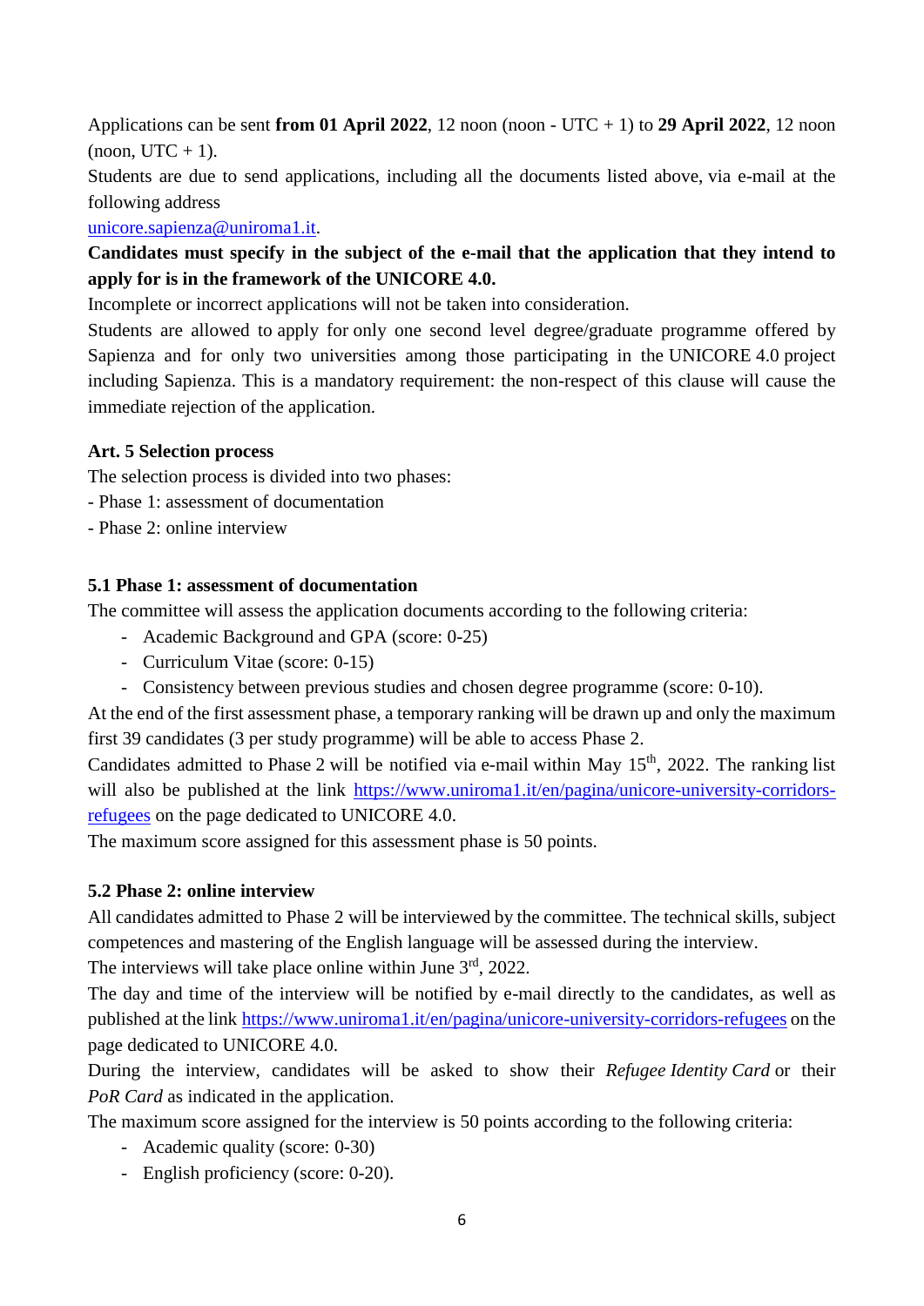Applications can be sent **from 01 April 2022**, 12 noon (noon - UTC + 1) to **29 April 2022**, 12 noon (noon, UTC + 1).

Students are due to send applications, including all the documents listed above, via e-mail at the following address

[unicore.sapienza@uniroma1.it](mailto:unicore.sapienza@uniroma1.it).

**Candidates must specify in the subject of the e-mail that the application that they intend to apply for is in the framework of the UNICORE 4.0.**

Incomplete or incorrect applications will not be taken into consideration.

Students are allowed to apply for only one second level degree/graduate programme offered by Sapienza and for only two universities among those participating in the UNICORE 4.0 project including Sapienza. This is a mandatory requirement: the non-respect of this clause will cause the immediate rejection of the application.

**Art. 5 Selection process**

The selection process is divided into two phases:

- Phase 1: assessment of documentation
- Phase 2: online interview

**5.1 Phase 1: assessment of documentation**

The committee will assess the application documents according to the following criteria:

- Academic Background and GPA (score: 0-25)
- Curriculum Vitae (score: 0-15)
- Consistency between previous studies and chosen degree programme (score: 0-10).

At the end of the first assessment phase, a temporary ranking will be drawn up and only the maximum first 39 candidates (3 per study programme) will be able to access Phase 2.

Candidates admitted to Phase 2 will be notified via e-mail within May 15th, 2022. The ranking list will also be published at the link [https://www.uniroma1.it/en/pagina/unicore-university-corridors-refugees](https://www.uniroma1.it/en/pagina/unicore-university-corridors-refugees) on the page dedicated to UNICORE 4.0.

The maximum score assigned for this assessment phase is 50 points.

**5.2 Phase 2: online interview**

All candidates admitted to Phase 2 will be interviewed by the committee. The technical skills, subject competences and mastering of the English language will be assessed during the interview.

The interviews will take place online within June 3rd, 2022.

The day and time of the interview will be notified by e-mail directly to the candidates, as well as published at the link [https://www.uniroma1.it/en/pagina/unicore-university-corridors-refugees](https://www.uniroma1.it/en/pagina/unicore-university-corridors-refugees) on the page dedicated to UNICORE 4.0.

During the interview, candidates will be asked to show their *Refugee Identity Card* or their *PoR Card* as indicated in the application.

The maximum score assigned for the interview is 50 points according to the following criteria:

- Academic quality (score: 0-30)
- English proficiency (score: 0-20).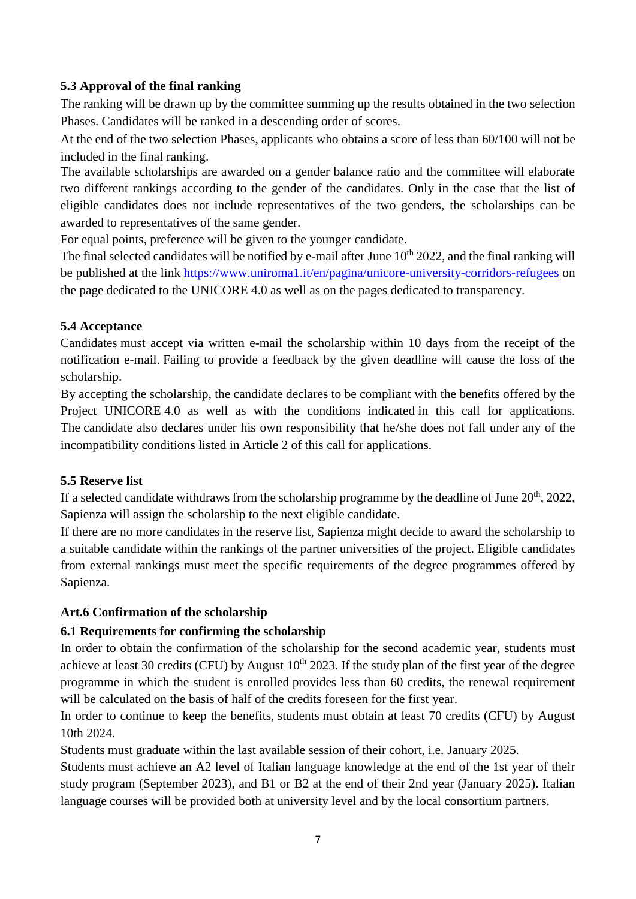### 5.3 Approval of the final ranking

The ranking will be drawn up by the committee summing up the results obtained in the two selection Phases. Candidates will be ranked in a descending order of scores.

At the end of the two selection Phases, applicants who obtains a score of less than 60/100 will not be included in the final ranking.

The available scholarships are awarded on a gender balance ratio and the committee will elaborate two different rankings according to the gender of the candidates. Only in the case that the list of eligible candidates does not include representatives of the two genders, the scholarships can be awarded to representatives of the same gender.

For equal points, preference will be given to the younger candidate.

The final selected candidates will be notified by e-mail after June 10th 2022, and the final ranking will be published at the link https://www.uniroma1.it/en/pagina/unicore-university-corridors-refugees on the page dedicated to the UNICORE 4.0 as well as on the pages dedicated to transparency.

### 5.4 Acceptance

Candidates must accept via written e-mail the scholarship within 10 days from the receipt of the notification e-mail. Failing to provide a feedback by the given deadline will cause the loss of the scholarship.

By accepting the scholarship, the candidate declares to be compliant with the benefits offered by the Project UNICORE 4.0 as well as with the conditions indicated in this call for applications. The candidate also declares under his own responsibility that he/she does not fall under any of the incompatibility conditions listed in Article 2 of this call for applications.

### 5.5 Reserve list

If a selected candidate withdraws from the scholarship programme by the deadline of June 20th, 2022, Sapienza will assign the scholarship to the next eligible candidate.

If there are no more candidates in the reserve list, Sapienza might decide to award the scholarship to a suitable candidate within the rankings of the partner universities of the project. Eligible candidates from external rankings must meet the specific requirements of the degree programmes offered by Sapienza.

## Art.6 Confirmation of the scholarship

### 6.1 Requirements for confirming the scholarship

In order to obtain the confirmation of the scholarship for the second academic year, students must achieve at least 30 credits (CFU) by August 10th 2023. If the study plan of the first year of the degree programme in which the student is enrolled provides less than 60 credits, the renewal requirement will be calculated on the basis of half of the credits foreseen for the first year.

In order to continue to keep the benefits, students must obtain at least 70 credits (CFU) by August 10th 2024.

Students must graduate within the last available session of their cohort, i.e. January 2025.

Students must achieve an A2 level of Italian language knowledge at the end of the 1st year of their study program (September 2023), and B1 or B2 at the end of their 2nd year (January 2025). Italian language courses will be provided both at university level and by the local consortium partners.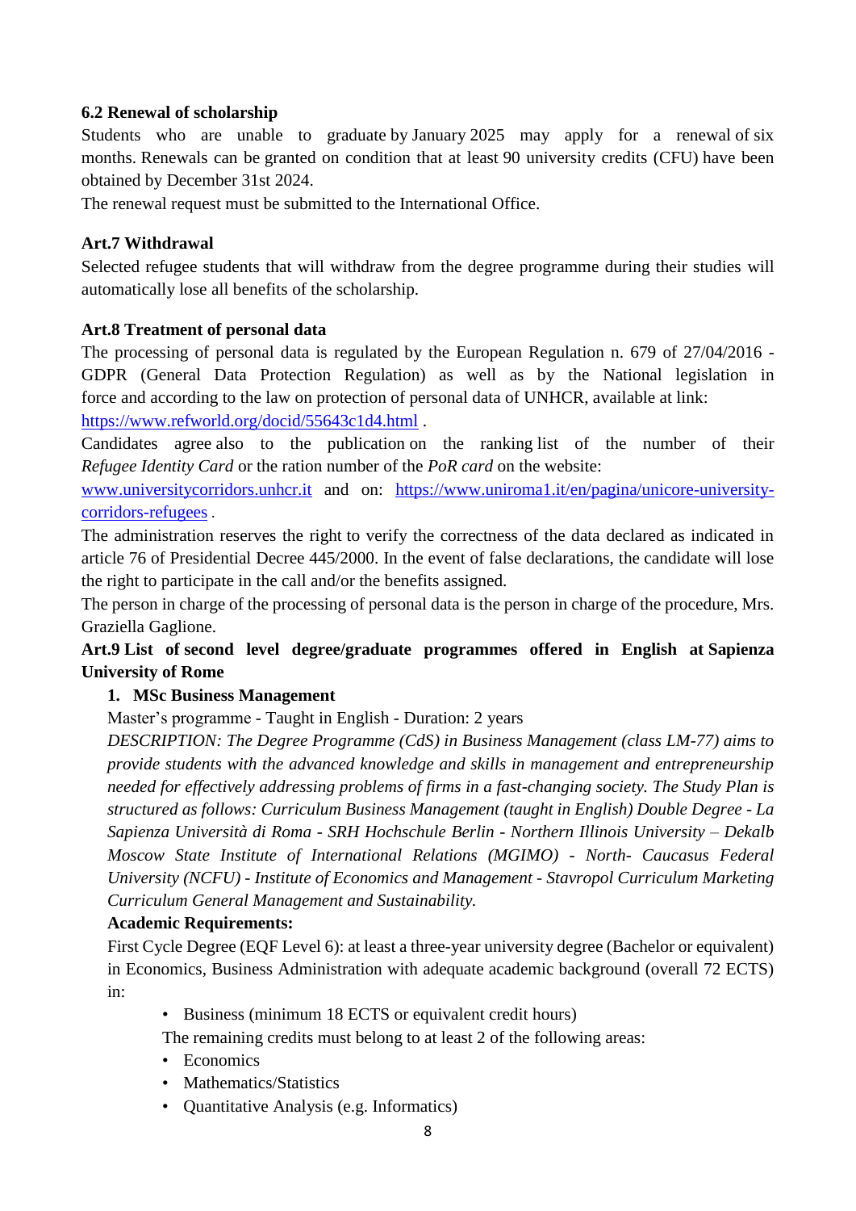### 6.2 Renewal of scholarship

Students who are unable to graduate by January 2025 may apply for a renewal of six months. Renewals can be granted on condition that at least 90 university credits (CFU) have been obtained by December 31st 2024.

The renewal request must be submitted to the International Office.

## Art.7 Withdrawal

Selected refugee students that will withdraw from the degree programme during their studies will automatically lose all benefits of the scholarship.

## Art.8 Treatment of personal data

The processing of personal data is regulated by the European Regulation n. 679 of 27/04/2016 - GDPR (General Data Protection Regulation) as well as by the National legislation in force and according to the law on protection of personal data of UNHCR, available at link: [https://www.refworld.org/docid/55643c1d4.html](https://www.refworld.org/docid/55643c1d4.html) .

Candidates agree also to the publication on the ranking list of the number of their *Refugee Identity Card* or the ration number of the *PoR card* on the website: [www.universitycorridors.unhcr.it](www.universitycorridors.unhcr.it) and on: [https://www.uniroma1.it/en/pagina/unicore-university-corridors-refugees](https://www.uniroma1.it/en/pagina/unicore-university-corridors-refugees) .

The administration reserves the right to verify the correctness of the data declared as indicated in article 76 of Presidential Decree 445/2000. In the event of false declarations, the candidate will lose the right to participate in the call and/or the benefits assigned.

The person in charge of the processing of personal data is the person in charge of the procedure, Mrs. Graziella Gaglione.

## Art.9 List of second level degree/graduate programmes offered in English at Sapienza University of Rome

1. **MSc Business Management**

Master's programme - Taught in English - Duration: 2 years

*DESCRIPTION: The Degree Programme (CdS) in Business Management (class LM-77) aims to provide students with the advanced knowledge and skills in management and entrepreneurship needed for effectively addressing problems of firms in a fast-changing society. The Study Plan is structured as follows: Curriculum Business Management (taught in English) Double Degree - La Sapienza Università di Roma - SRH Hochschule Berlin - Northern Illinois University – Dekalb Moscow State Institute of International Relations (MGIMO) - North- Caucasus Federal University (NCFU) - Institute of Economics and Management - Stavropol Curriculum Marketing Curriculum General Management and Sustainability.*

**Academic Requirements:**

First Cycle Degree (EQF Level 6): at least a three-year university degree (Bachelor or equivalent) in Economics, Business Administration with adequate academic background (overall 72 ECTS) in:

- Business (minimum 18 ECTS or equivalent credit hours)

The remaining credits must belong to at least 2 of the following areas:

- Economics
- Mathematics/Statistics
- Quantitative Analysis (e.g. Informatics)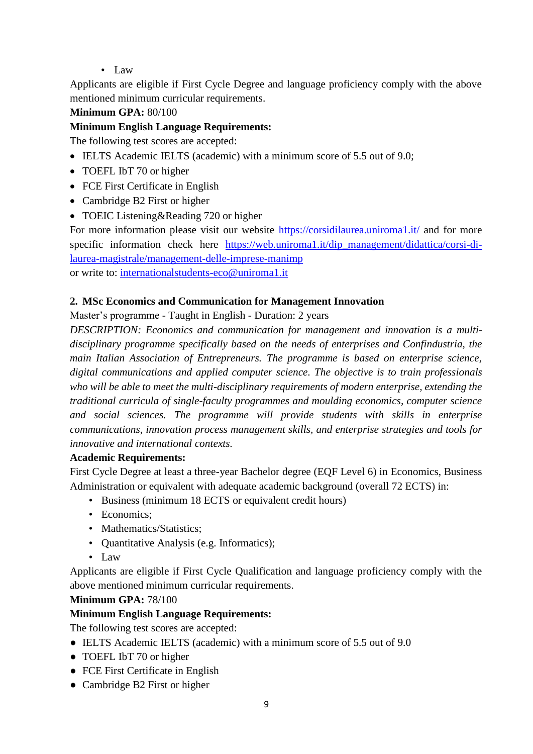- Law

Applicants are eligible if First Cycle Degree and language proficiency comply with the above mentioned minimum curricular requirements.

**Minimum GPA:** 80/100

**Minimum English Language Requirements:**

The following test scores are accepted:

- IELTS Academic IELTS (academic) with a minimum score of 5.5 out of 9.0;
- TOEFL IbT 70 or higher
- FCE First Certificate in English
- Cambridge B2 First or higher
- TOEIC Listening&Reading 720 or higher

For more information please visit our website https://corsidilaurea.uniroma1.it/ and for more specific information check here https://web.uniroma1.it/dip_management/didattica/corsi-di-laurea-magistrale/management-delle-imprese-manimp

or write to: internationalstudents-eco@uniroma1.it

## 2. MSc Economics and Communication for Management Innovation

Master's programme - Taught in English - Duration: 2 years

*DESCRIPTION: Economics and communication for management and innovation is a multi-disciplinary programme specifically based on the needs of enterprises and Confindustria, the main Italian Association of Entrepreneurs. The programme is based on enterprise science, digital communications and applied computer science. The objective is to train professionals who will be able to meet the multi-disciplinary requirements of modern enterprise, extending the traditional curricula of single-faculty programmes and moulding economics, computer science and social sciences. The programme will provide students with skills in enterprise communications, innovation process management skills, and enterprise strategies and tools for innovative and international contexts.*

**Academic Requirements:**

First Cycle Degree at least a three-year Bachelor degree (EQF Level 6) in Economics, Business Administration or equivalent with adequate academic background (overall 72 ECTS) in:

- Business (minimum 18 ECTS or equivalent credit hours)
- Economics;
- Mathematics/Statistics;
- Quantitative Analysis (e.g. Informatics);
- Law

Applicants are eligible if First Cycle Qualification and language proficiency comply with the above mentioned minimum curricular requirements.

**Minimum GPA:** 78/100

**Minimum English Language Requirements:**

The following test scores are accepted:

- IELTS Academic IELTS (academic) with a minimum score of 5.5 out of 9.0
- TOEFL IbT 70 or higher
- FCE First Certificate in English
- Cambridge B2 First or higher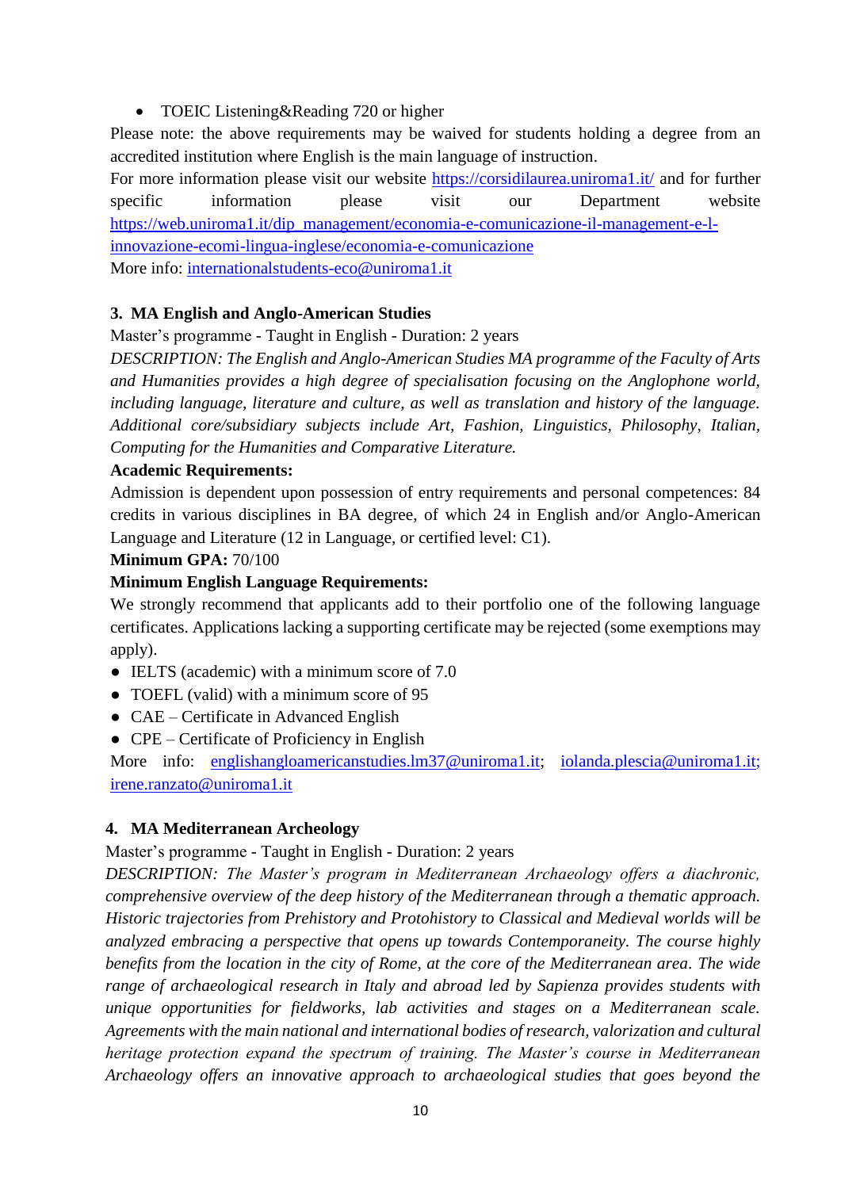- TOEIC Listening&Reading 720 or higher

Please note: the above requirements may be waived for students holding a degree from an accredited institution where English is the main language of instruction.

For more information please visit our website https://corsidilaurea.uniroma1.it/ and for further specific information please visit our Department website https://web.uniroma1.it/dip_management/economia-e-comunicazione-il-management-e-l-innovazione-ecomi-lingua-inglese/economia-e-comunicazione

More info: internationalstudents-eco@uniroma1.it

### 3. MA English and Anglo-American Studies

Master's programme - Taught in English - Duration: 2 years

*DESCRIPTION: The English and Anglo-American Studies MA programme of the Faculty of Arts and Humanities provides a high degree of specialisation focusing on the Anglophone world, including language, literature and culture, as well as translation and history of the language. Additional core/subsidiary subjects include Art, Fashion, Linguistics, Philosophy, Italian, Computing for the Humanities and Comparative Literature.*

**Academic Requirements:**

Admission is dependent upon possession of entry requirements and personal competences: 84 credits in various disciplines in BA degree, of which 24 in English and/or Anglo-American Language and Literature (12 in Language, or certified level: C1).

**Minimum GPA:** 70/100

**Minimum English Language Requirements:**

We strongly recommend that applicants add to their portfolio one of the following language certificates. Applications lacking a supporting certificate may be rejected (some exemptions may apply).

- IELTS (academic) with a minimum score of 7.0
- TOEFL (valid) with a minimum score of 95
- CAE – Certificate in Advanced English
- CPE – Certificate of Proficiency in English

More info: englishangloamericanstudies.lm37@uniroma1.it; iolanda.plescia@uniroma1.it; irene.ranzato@uniroma1.it

### 4. MA Mediterranean Archeology

Master's programme - Taught in English - Duration: 2 years

*DESCRIPTION: The Master's program in Mediterranean Archaeology offers a diachronic, comprehensive overview of the deep history of the Mediterranean through a thematic approach. Historic trajectories from Prehistory and Protohistory to Classical and Medieval worlds will be analyzed embracing a perspective that opens up towards Contemporaneity. The course highly benefits from the location in the city of Rome, at the core of the Mediterranean area. The wide range of archaeological research in Italy and abroad led by Sapienza provides students with unique opportunities for fieldworks, lab activities and stages on a Mediterranean scale. Agreements with the main national and international bodies of research, valorization and cultural heritage protection expand the spectrum of training. The Master's course in Mediterranean Archaeology offers an innovative approach to archaeological studies that goes beyond the*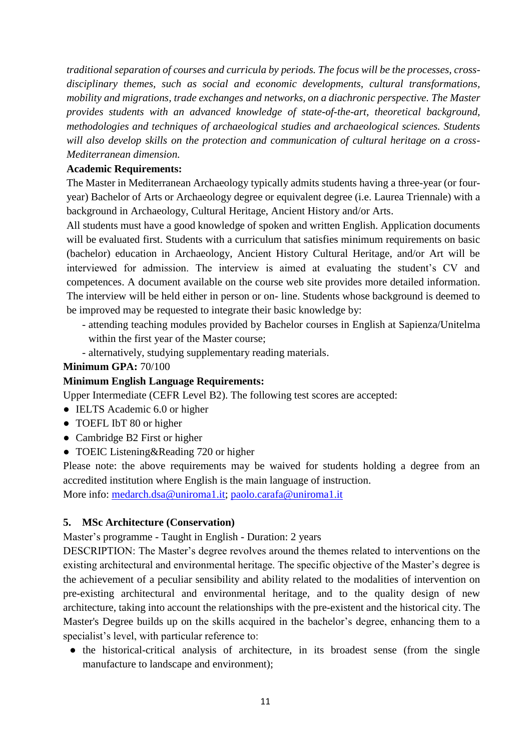*traditional separation of courses and curricula by periods. The focus will be the processes, cross-disciplinary themes, such as social and economic developments, cultural transformations, mobility and migrations, trade exchanges and networks, on a diachronic perspective. The Master provides students with an advanced knowledge of state-of-the-art, theoretical background, methodologies and techniques of archaeological studies and archaeological sciences. Students will also develop skills on the protection and communication of cultural heritage on a cross-Mediterranean dimension.*

**Academic Requirements:**

The Master in Mediterranean Archaeology typically admits students having a three-year (or four-year) Bachelor of Arts or Archaeology degree or equivalent degree (i.e. Laurea Triennale) with a background in Archaeology, Cultural Heritage, Ancient History and/or Arts.

All students must have a good knowledge of spoken and written English. Application documents will be evaluated first. Students with a curriculum that satisfies minimum requirements on basic (bachelor) education in Archaeology, Ancient History Cultural Heritage, and/or Art will be interviewed for admission. The interview is aimed at evaluating the student's CV and competences. A document available on the course web site provides more detailed information. The interview will be held either in person or on- line. Students whose background is deemed to be improved may be requested to integrate their basic knowledge by:

- attending teaching modules provided by Bachelor courses in English at Sapienza/Unitelma within the first year of the Master course;
- alternatively, studying supplementary reading materials.

**Minimum GPA:** 70/100

**Minimum English Language Requirements:**

Upper Intermediate (CEFR Level B2). The following test scores are accepted:

- IELTS Academic 6.0 or higher
- TOEFL IbT 80 or higher
- Cambridge B2 First or higher
- TOEIC Listening&Reading 720 or higher

Please note: the above requirements may be waived for students holding a degree from an accredited institution where English is the main language of instruction.

More info: medarch.dsa@uniroma1.it; paolo.carafa@uniroma1.it

## 5. MSc Architecture (Conservation)

Master's programme - Taught in English - Duration: 2 years

DESCRIPTION: The Master's degree revolves around the themes related to interventions on the existing architectural and environmental heritage. The specific objective of the Master's degree is the achievement of a peculiar sensibility and ability related to the modalities of intervention on pre-existing architectural and environmental heritage, and to the quality design of new architecture, taking into account the relationships with the pre-existent and the historical city. The Master's Degree builds up on the skills acquired in the bachelor's degree, enhancing them to a specialist's level, with particular reference to:

- the historical-critical analysis of architecture, in its broadest sense (from the single manufacture to landscape and environment);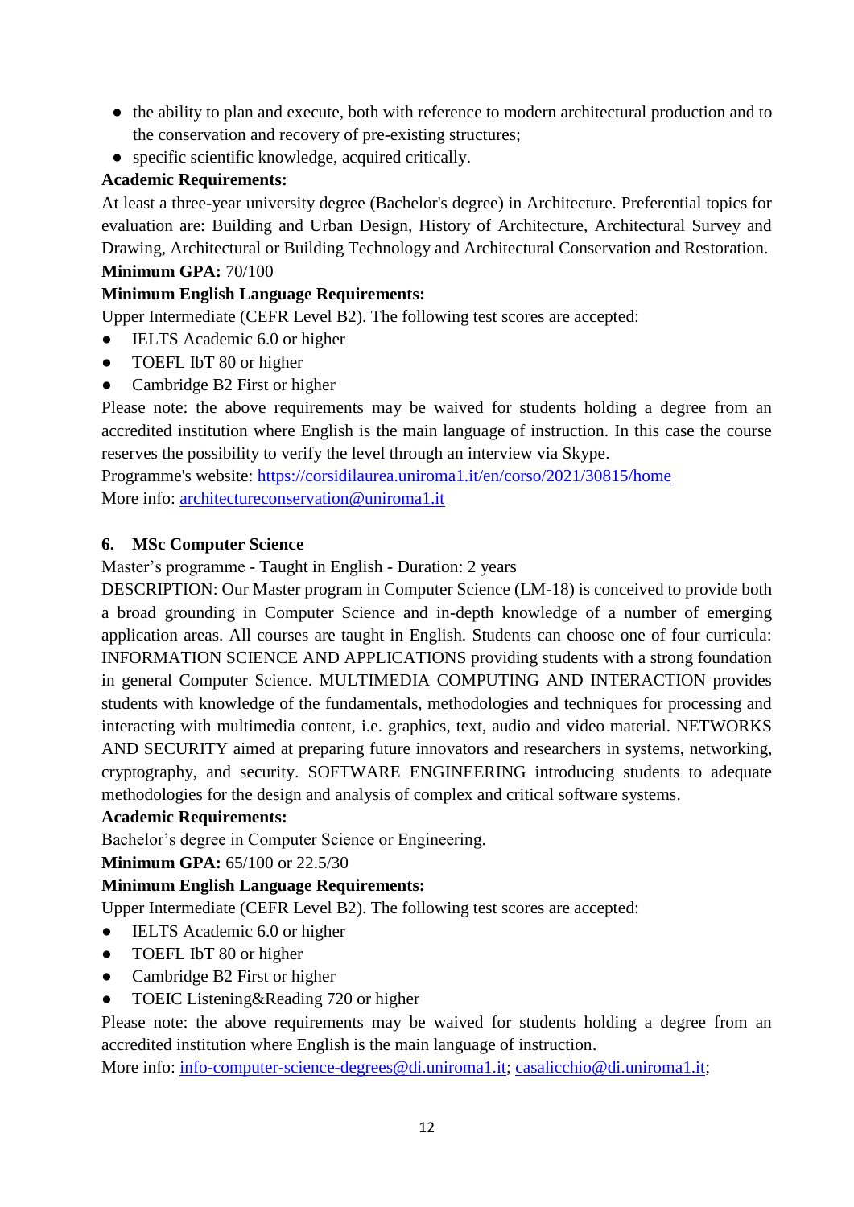- the ability to plan and execute, both with reference to modern architectural production and to the conservation and recovery of pre-existing structures;
- specific scientific knowledge, acquired critically.

**Academic Requirements:**

At least a three-year university degree (Bachelor's degree) in Architecture. Preferential topics for evaluation are: Building and Urban Design, History of Architecture, Architectural Survey and Drawing, Architectural or Building Technology and Architectural Conservation and Restoration.

**Minimum GPA:** 70/100

**Minimum English Language Requirements:**

Upper Intermediate (CEFR Level B2). The following test scores are accepted:

- IELTS Academic 6.0 or higher
- TOEFL IbT 80 or higher
- Cambridge B2 First or higher

Please note: the above requirements may be waived for students holding a degree from an accredited institution where English is the main language of instruction. In this case the course reserves the possibility to verify the level through an interview via Skype.

Programme's website: https://corsidilaurea.uniroma1.it/en/corso/2021/30815/home

More info: architectureconservation@uniroma1.it

### 6. MSc Computer Science

Master's programme - Taught in English - Duration: 2 years

DESCRIPTION: Our Master program in Computer Science (LM-18) is conceived to provide both a broad grounding in Computer Science and in-depth knowledge of a number of emerging application areas. All courses are taught in English. Students can choose one of four curricula: INFORMATION SCIENCE AND APPLICATIONS providing students with a strong foundation in general Computer Science. MULTIMEDIA COMPUTING AND INTERACTION provides students with knowledge of the fundamentals, methodologies and techniques for processing and interacting with multimedia content, i.e. graphics, text, audio and video material. NETWORKS AND SECURITY aimed at preparing future innovators and researchers in systems, networking, cryptography, and security. SOFTWARE ENGINEERING introducing students to adequate methodologies for the design and analysis of complex and critical software systems.

**Academic Requirements:**

Bachelor's degree in Computer Science or Engineering.

**Minimum GPA:** 65/100 or 22.5/30

**Minimum English Language Requirements:**

Upper Intermediate (CEFR Level B2). The following test scores are accepted:

- IELTS Academic 6.0 or higher
- TOEFL IbT 80 or higher
- Cambridge B2 First or higher
- TOEIC Listening&Reading 720 or higher

Please note: the above requirements may be waived for students holding a degree from an accredited institution where English is the main language of instruction.

More info: info-computer-science-degrees@di.uniroma1.it; casalicchio@di.uniroma1.it;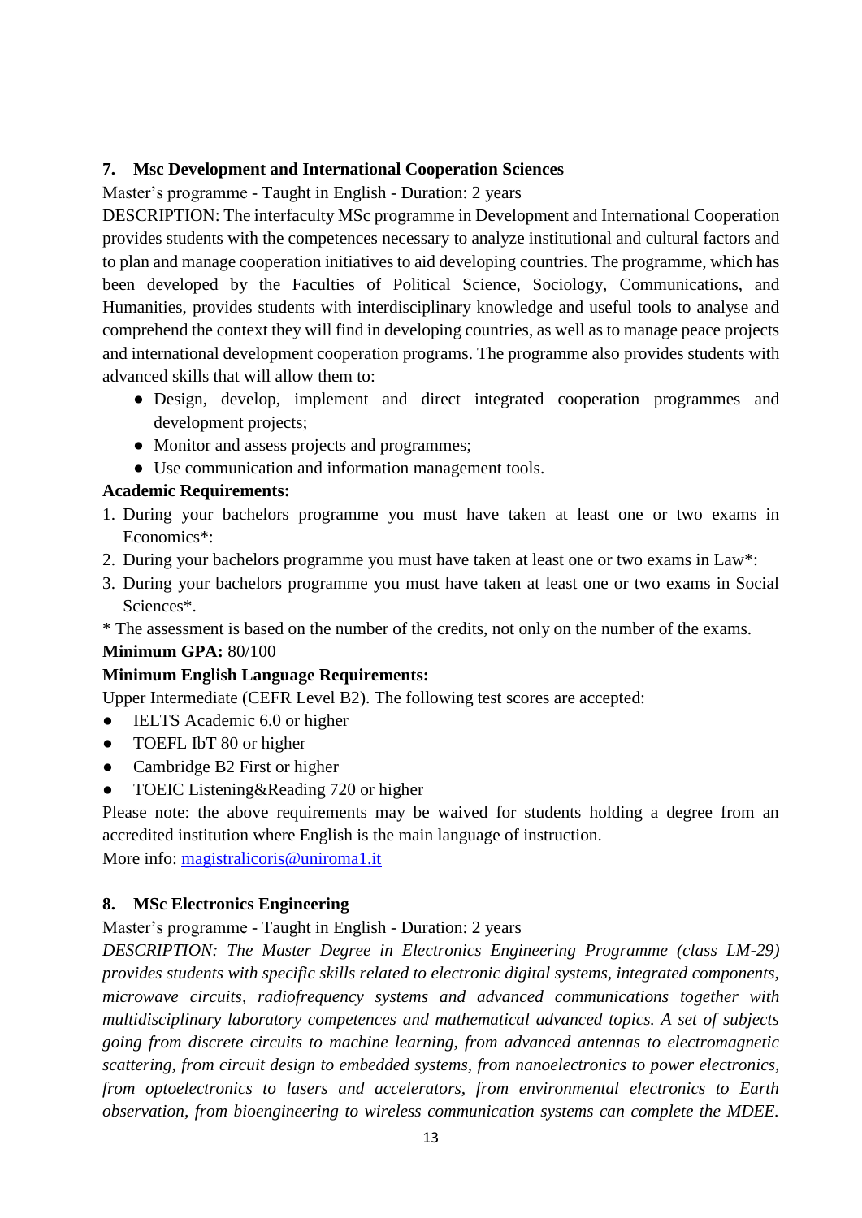### 7. Msc Development and International Cooperation Sciences

Master's programme - Taught in English - Duration: 2 years

DESCRIPTION: The interfaculty MSc programme in Development and International Cooperation provides students with the competences necessary to analyze institutional and cultural factors and to plan and manage cooperation initiatives to aid developing countries. The programme, which has been developed by the Faculties of Political Science, Sociology, Communications, and Humanities, provides students with interdisciplinary knowledge and useful tools to analyse and comprehend the context they will find in developing countries, as well as to manage peace projects and international development cooperation programs. The programme also provides students with advanced skills that will allow them to:

- Design, develop, implement and direct integrated cooperation programmes and development projects;
- Monitor and assess projects and programmes;
- Use communication and information management tools.

**Academic Requirements:**

1. During your bachelors programme you must have taken at least one or two exams in Economics*:
2. During your bachelors programme you must have taken at least one or two exams in Law*:
3. During your bachelors programme you must have taken at least one or two exams in Social Sciences*.

* The assessment is based on the number of the credits, not only on the number of the exams.

**Minimum GPA:** 80/100

**Minimum English Language Requirements:**

Upper Intermediate (CEFR Level B2). The following test scores are accepted:

- IELTS Academic 6.0 or higher
- TOEFL IbT 80 or higher
- Cambridge B2 First or higher
- TOEIC Listening&Reading 720 or higher

Please note: the above requirements may be waived for students holding a degree from an accredited institution where English is the main language of instruction.

More info: magistralicoris@uniroma1.it

### 8. MSc Electronics Engineering

Master's programme - Taught in English - Duration: 2 years

*DESCRIPTION: The Master Degree in Electronics Engineering Programme (class LM-29) provides students with specific skills related to electronic digital systems, integrated components, microwave circuits, radiofrequency systems and advanced communications together with multidisciplinary laboratory competences and mathematical advanced topics. A set of subjects going from discrete circuits to machine learning, from advanced antennas to electromagnetic scattering, from circuit design to embedded systems, from nanoelectronics to power electronics, from optoelectronics to lasers and accelerators, from environmental electronics to Earth observation, from bioengineering to wireless communication systems can complete the MDEE.*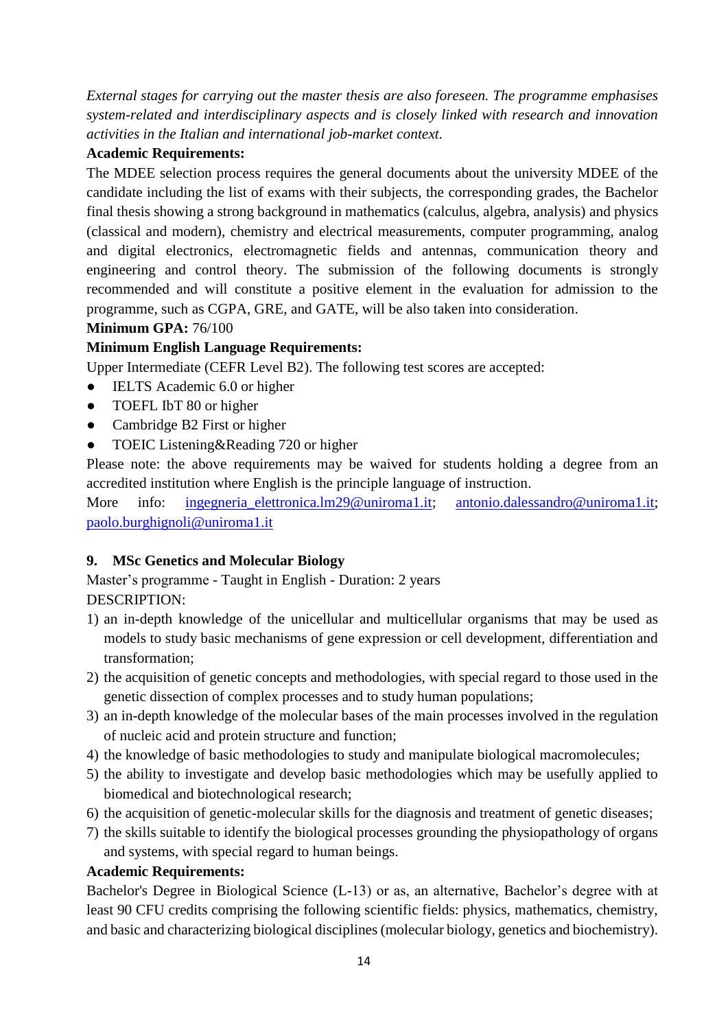*External stages for carrying out the master thesis are also foreseen. The programme emphasises system-related and interdisciplinary aspects and is closely linked with research and innovation activities in the Italian and international job-market context.*

**Academic Requirements:**

The MDEE selection process requires the general documents about the university MDEE of the candidate including the list of exams with their subjects, the corresponding grades, the Bachelor final thesis showing a strong background in mathematics (calculus, algebra, analysis) and physics (classical and modern), chemistry and electrical measurements, computer programming, analog and digital electronics, electromagnetic fields and antennas, communication theory and engineering and control theory. The submission of the following documents is strongly recommended and will constitute a positive element in the evaluation for admission to the programme, such as CGPA, GRE, and GATE, will be also taken into consideration.

**Minimum GPA:** 76/100

**Minimum English Language Requirements:**

Upper Intermediate (CEFR Level B2). The following test scores are accepted:

- IELTS Academic 6.0 or higher
- TOEFL IbT 80 or higher
- Cambridge B2 First or higher
- TOEIC Listening&Reading 720 or higher

Please note: the above requirements may be waived for students holding a degree from an accredited institution where English is the principle language of instruction.

More info: ingegneria_elettronica.lm29@uniroma1.it; antonio.dalessandro@uniroma1.it; paolo.burghignoli@uniroma1.it

### 9. MSc Genetics and Molecular Biology

Master's programme - Taught in English - Duration: 2 years

DESCRIPTION:

1) an in-depth knowledge of the unicellular and multicellular organisms that may be used as models to study basic mechanisms of gene expression or cell development, differentiation and transformation;
2) the acquisition of genetic concepts and methodologies, with special regard to those used in the genetic dissection of complex processes and to study human populations;
3) an in-depth knowledge of the molecular bases of the main processes involved in the regulation of nucleic acid and protein structure and function;
4) the knowledge of basic methodologies to study and manipulate biological macromolecules;
5) the ability to investigate and develop basic methodologies which may be usefully applied to biomedical and biotechnological research;
6) the acquisition of genetic-molecular skills for the diagnosis and treatment of genetic diseases;
7) the skills suitable to identify the biological processes grounding the physiopathology of organs and systems, with special regard to human beings.

**Academic Requirements:**

Bachelor's Degree in Biological Science (L-13) or as, an alternative, Bachelor's degree with at least 90 CFU credits comprising the following scientific fields: physics, mathematics, chemistry, and basic and characterizing biological disciplines (molecular biology, genetics and biochemistry).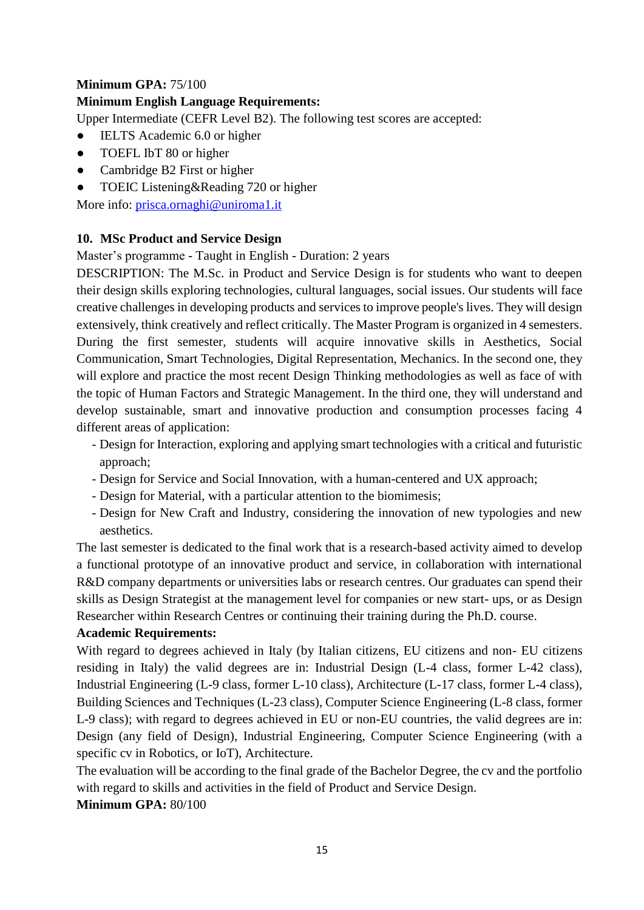**Minimum GPA:** 75/100

**Minimum English Language Requirements:**

Upper Intermediate (CEFR Level B2). The following test scores are accepted:

- IELTS Academic 6.0 or higher
- TOEFL IbT 80 or higher
- Cambridge B2 First or higher
- TOEIC Listening&Reading 720 or higher

More info: [prisca.ornaghi@uniroma1.it](mailto:prisca.ornaghi@uniroma1.it)

### 10. MSc Product and Service Design

Master's programme - Taught in English - Duration: 2 years

DESCRIPTION: The M.Sc. in Product and Service Design is for students who want to deepen their design skills exploring technologies, cultural languages, social issues. Our students will face creative challenges in developing products and services to improve people's lives. They will design extensively, think creatively and reflect critically. The Master Program is organized in 4 semesters. During the first semester, students will acquire innovative skills in Aesthetics, Social Communication, Smart Technologies, Digital Representation, Mechanics. In the second one, they will explore and practice the most recent Design Thinking methodologies as well as face of with the topic of Human Factors and Strategic Management. In the third one, they will understand and develop sustainable, smart and innovative production and consumption processes facing 4 different areas of application:

- Design for Interaction, exploring and applying smart technologies with a critical and futuristic approach;
- Design for Service and Social Innovation, with a human-centered and UX approach;
- Design for Material, with a particular attention to the biomimesis;
- Design for New Craft and Industry, considering the innovation of new typologies and new aesthetics.

The last semester is dedicated to the final work that is a research-based activity aimed to develop a functional prototype of an innovative product and service, in collaboration with international R&D company departments or universities labs or research centres. Our graduates can spend their skills as Design Strategist at the management level for companies or new start- ups, or as Design Researcher within Research Centres or continuing their training during the Ph.D. course.

**Academic Requirements:**

With regard to degrees achieved in Italy (by Italian citizens, EU citizens and non- EU citizens residing in Italy) the valid degrees are in: Industrial Design (L-4 class, former L-42 class), Industrial Engineering (L-9 class, former L-10 class), Architecture (L-17 class, former L-4 class), Building Sciences and Techniques (L-23 class), Computer Science Engineering (L-8 class, former L-9 class); with regard to degrees achieved in EU or non-EU countries, the valid degrees are in: Design (any field of Design), Industrial Engineering, Computer Science Engineering (with a specific cv in Robotics, or IoT), Architecture.

The evaluation will be according to the final grade of the Bachelor Degree, the cv and the portfolio with regard to skills and activities in the field of Product and Service Design.

**Minimum GPA:** 80/100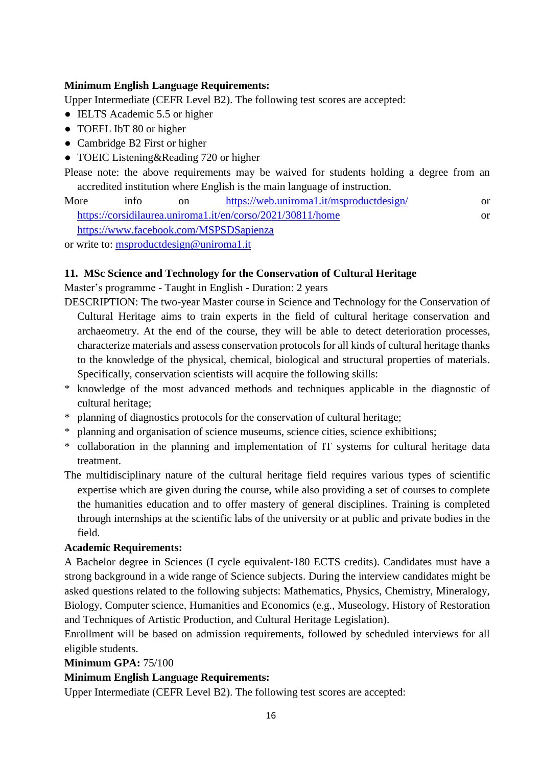**Minimum English Language Requirements:**

Upper Intermediate (CEFR Level B2). The following test scores are accepted:

- IELTS Academic 5.5 or higher
- TOEFL IbT 80 or higher
- Cambridge B2 First or higher
- TOEIC Listening&Reading 720 or higher

Please note: the above requirements may be waived for students holding a degree from an accredited institution where English is the main language of instruction.

More info on https://web.uniroma1.it/msproductdesign/ or https://corsidilaurea.uniroma1.it/en/corso/2021/30811/home or https://www.facebook.com/MSPSDSapienza

or write to: msproductdesign@uniroma1.it

### 11. MSc Science and Technology for the Conservation of Cultural Heritage

Master's programme - Taught in English - Duration: 2 years

DESCRIPTION: The two-year Master course in Science and Technology for the Conservation of Cultural Heritage aims to train experts in the field of cultural heritage conservation and archaeometry. At the end of the course, they will be able to detect deterioration processes, characterize materials and assess conservation protocols for all kinds of cultural heritage thanks to the knowledge of the physical, chemical, biological and structural properties of materials. Specifically, conservation scientists will acquire the following skills:

* knowledge of the most advanced methods and techniques applicable in the diagnostic of cultural heritage;
* planning of diagnostics protocols for the conservation of cultural heritage;
* planning and organisation of science museums, science cities, science exhibitions;
* collaboration in the planning and implementation of IT systems for cultural heritage data treatment.

The multidisciplinary nature of the cultural heritage field requires various types of scientific expertise which are given during the course, while also providing a set of courses to complete the humanities education and to offer mastery of general disciplines. Training is completed through internships at the scientific labs of the university or at public and private bodies in the field.

**Academic Requirements:**

A Bachelor degree in Sciences (I cycle equivalent-180 ECTS credits). Candidates must have a strong background in a wide range of Science subjects. During the interview candidates might be asked questions related to the following subjects: Mathematics, Physics, Chemistry, Mineralogy, Biology, Computer science, Humanities and Economics (e.g., Museology, History of Restoration and Techniques of Artistic Production, and Cultural Heritage Legislation).

Enrollment will be based on admission requirements, followed by scheduled interviews for all eligible students.

**Minimum GPA:** 75/100

**Minimum English Language Requirements:**

Upper Intermediate (CEFR Level B2). The following test scores are accepted: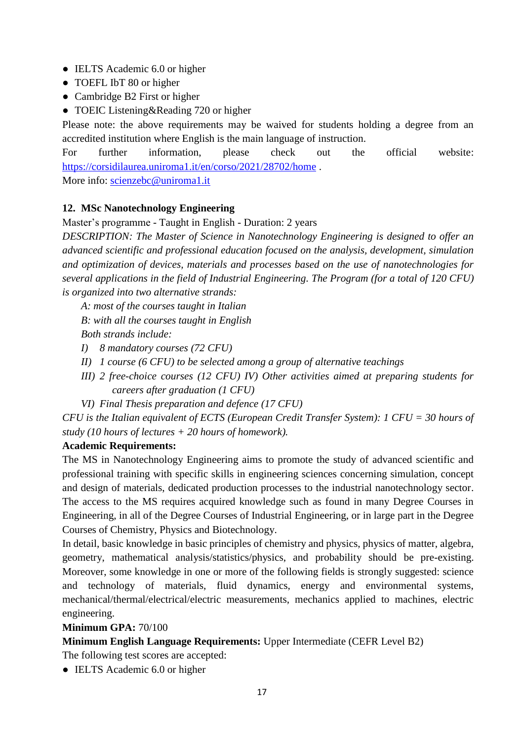- IELTS Academic 6.0 or higher
- TOEFL IbT 80 or higher
- Cambridge B2 First or higher
- TOEIC Listening&Reading 720 or higher

Please note: the above requirements may be waived for students holding a degree from an accredited institution where English is the main language of instruction.

For further information, please check out the official website: https://corsidilaurea.uniroma1.it/en/corso/2021/28702/home .

More info: scienzebc@uniroma1.it

## 12. MSc Nanotechnology Engineering

Master's programme - Taught in English - Duration: 2 years

*DESCRIPTION: The Master of Science in Nanotechnology Engineering is designed to offer an advanced scientific and professional education focused on the analysis, development, simulation and optimization of devices, materials and processes based on the use of nanotechnologies for several applications in the field of Industrial Engineering. The Program (for a total of 120 CFU) is organized into two alternative strands:*

*A: most of the courses taught in Italian*

*B: with all the courses taught in English*

*Both strands include:*

*I) 8 mandatory courses (72 CFU)*

*II) 1 course (6 CFU) to be selected among a group of alternative teachings*

*III) 2 free-choice courses (12 CFU) IV) Other activities aimed at preparing students for careers after graduation (1 CFU)*

*VI) Final Thesis preparation and defence (17 CFU)*

*CFU is the Italian equivalent of ECTS (European Credit Transfer System): 1 CFU = 30 hours of study (10 hours of lectures + 20 hours of homework).*

**Academic Requirements:**

The MS in Nanotechnology Engineering aims to promote the study of advanced scientific and professional training with specific skills in engineering sciences concerning simulation, concept and design of materials, dedicated production processes to the industrial nanotechnology sector. The access to the MS requires acquired knowledge such as found in many Degree Courses in Engineering, in all of the Degree Courses of Industrial Engineering, or in large part in the Degree Courses of Chemistry, Physics and Biotechnology.

In detail, basic knowledge in basic principles of chemistry and physics, physics of matter, algebra, geometry, mathematical analysis/statistics/physics, and probability should be pre-existing. Moreover, some knowledge in one or more of the following fields is strongly suggested: science and technology of materials, fluid dynamics, energy and environmental systems, mechanical/thermal/electrical/electric measurements, mechanics applied to machines, electric engineering.

**Minimum GPA:** 70/100

**Minimum English Language Requirements:** Upper Intermediate (CEFR Level B2)

The following test scores are accepted:

- IELTS Academic 6.0 or higher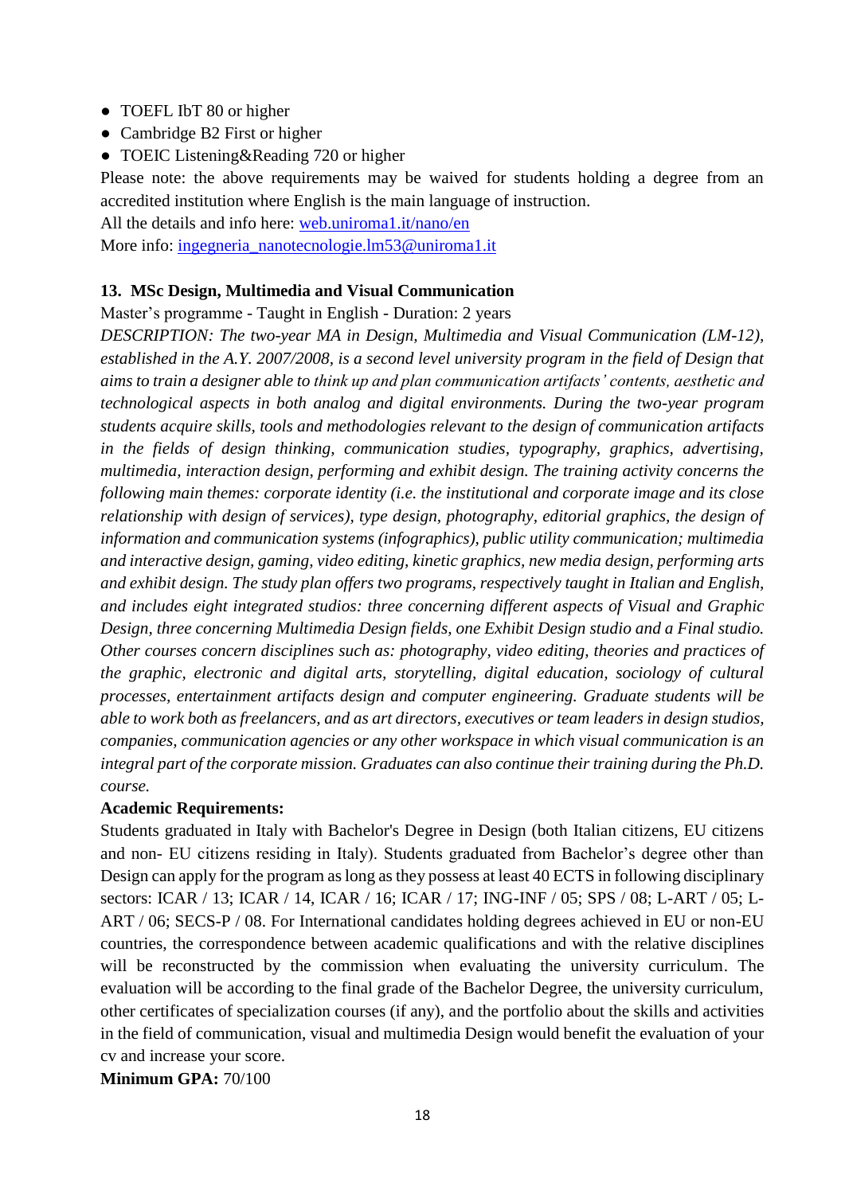- TOEFL IbT 80 or higher
- Cambridge B2 First or higher
- TOEIC Listening&Reading 720 or higher

Please note: the above requirements may be waived for students holding a degree from an accredited institution where English is the main language of instruction.

All the details and info here: [web.uniroma1.it/nano/en](web.uniroma1.it/nano/en)

More info: [ingegneria_nanotecnologie.lm53@uniroma1.it](mailto:ingegneria_nanotecnologie.lm53@uniroma1.it)

### 13. MSc Design, Multimedia and Visual Communication

Master's programme - Taught in English - Duration: 2 years

*DESCRIPTION: The two-year MA in Design, Multimedia and Visual Communication (LM-12), established in the A.Y. 2007/2008, is a second level university program in the field of Design that aims to train a designer able to think up and plan communication artifacts' contents, aesthetic and technological aspects in both analog and digital environments. During the two-year program students acquire skills, tools and methodologies relevant to the design of communication artifacts in the fields of design thinking, communication studies, typography, graphics, advertising, multimedia, interaction design, performing and exhibit design. The training activity concerns the following main themes: corporate identity (i.e. the institutional and corporate image and its close relationship with design of services), type design, photography, editorial graphics, the design of information and communication systems (infographics), public utility communication; multimedia and interactive design, gaming, video editing, kinetic graphics, new media design, performing arts and exhibit design. The study plan offers two programs, respectively taught in Italian and English, and includes eight integrated studios: three concerning different aspects of Visual and Graphic Design, three concerning Multimedia Design fields, one Exhibit Design studio and a Final studio. Other courses concern disciplines such as: photography, video editing, theories and practices of the graphic, electronic and digital arts, storytelling, digital education, sociology of cultural processes, entertainment artifacts design and computer engineering. Graduate students will be able to work both as freelancers, and as art directors, executives or team leaders in design studios, companies, communication agencies or any other workspace in which visual communication is an integral part of the corporate mission. Graduates can also continue their training during the Ph.D. course.*

**Academic Requirements:**

Students graduated in Italy with Bachelor's Degree in Design (both Italian citizens, EU citizens and non- EU citizens residing in Italy). Students graduated from Bachelor's degree other than Design can apply for the program as long as they possess at least 40 ECTS in following disciplinary sectors: ICAR / 13; ICAR / 14, ICAR / 16; ICAR / 17; ING-INF / 05; SPS / 08; L-ART / 05; L-ART / 06; SECS-P / 08. For International candidates holding degrees achieved in EU or non-EU countries, the correspondence between academic qualifications and with the relative disciplines will be reconstructed by the commission when evaluating the university curriculum. The evaluation will be according to the final grade of the Bachelor Degree, the university curriculum, other certificates of specialization courses (if any), and the portfolio about the skills and activities in the field of communication, visual and multimedia Design would benefit the evaluation of your cv and increase your score.

**Minimum GPA:** 70/100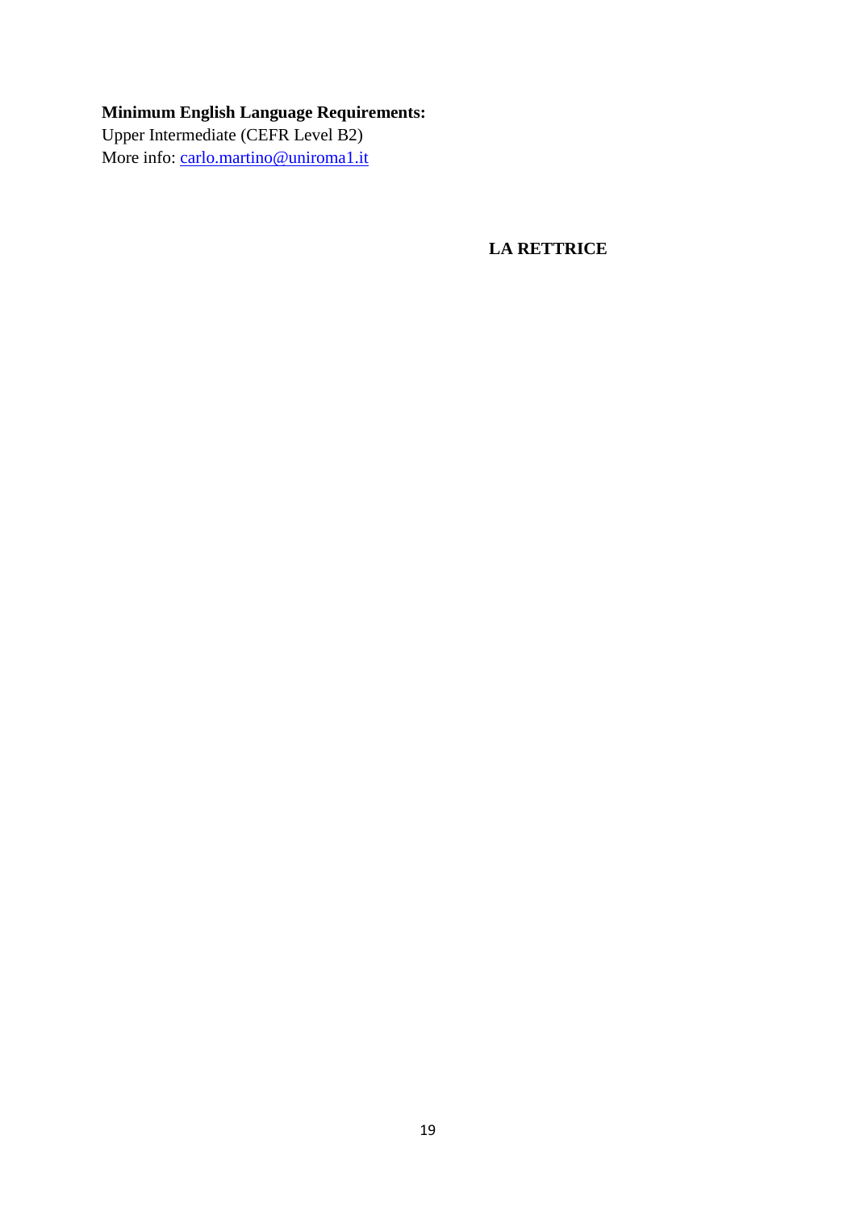**Minimum English Language Requirements:**
Upper Intermediate (CEFR Level B2)
More info: carlo.martino@uniroma1.it

**LA RETTRICE**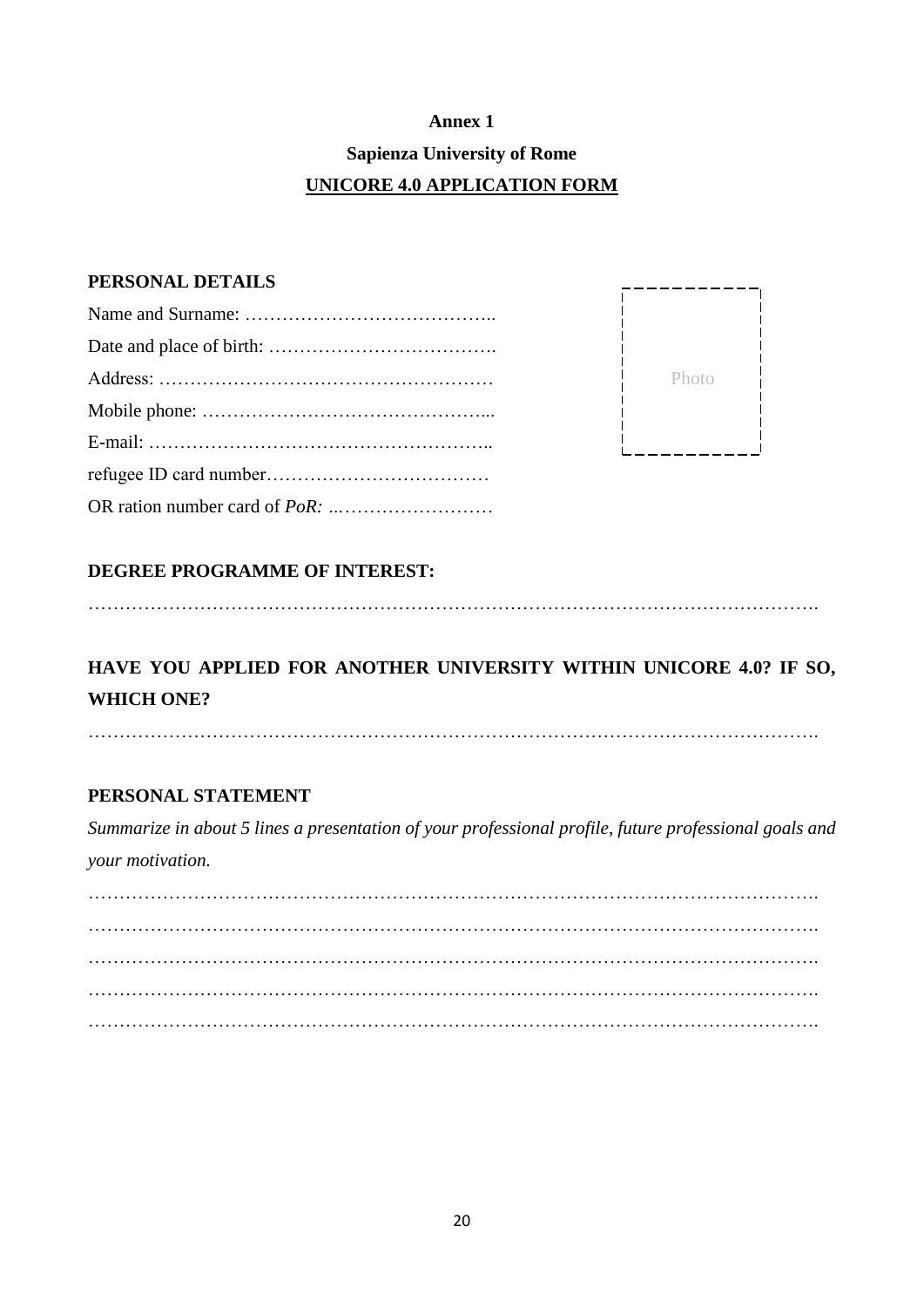**Annex 1**

**Sapienza University of Rome**

**UNICORE 4.0 APPLICATION FORM**

**PERSONAL DETAILS**

Name and Surname: …………………………………..

Date and place of birth: ……………………………….

Address: ………………………………………………

Mobile phone: ………………………………………...

E-mail: ………………………………………………..

refugee ID card number………………………………

OR ration number card of *PoR:* ..……………………

Photo

**DEGREE PROGRAMME OF INTEREST:**

…………………………………………………………………………………………………….

**HAVE YOU APPLIED FOR ANOTHER UNIVERSITY WITHIN UNICORE 4.0? IF SO, WHICH ONE?**

…………………………………………………………………………………………………….

**PERSONAL STATEMENT**

*Summarize in about 5 lines a presentation of your professional profile, future professional goals and your motivation.*

…………………………………………………………………………………………………….

…………………………………………………………………………………………………….

…………………………………………………………………………………………………….

…………………………………………………………………………………………………….

…………………………………………………………………………………………………….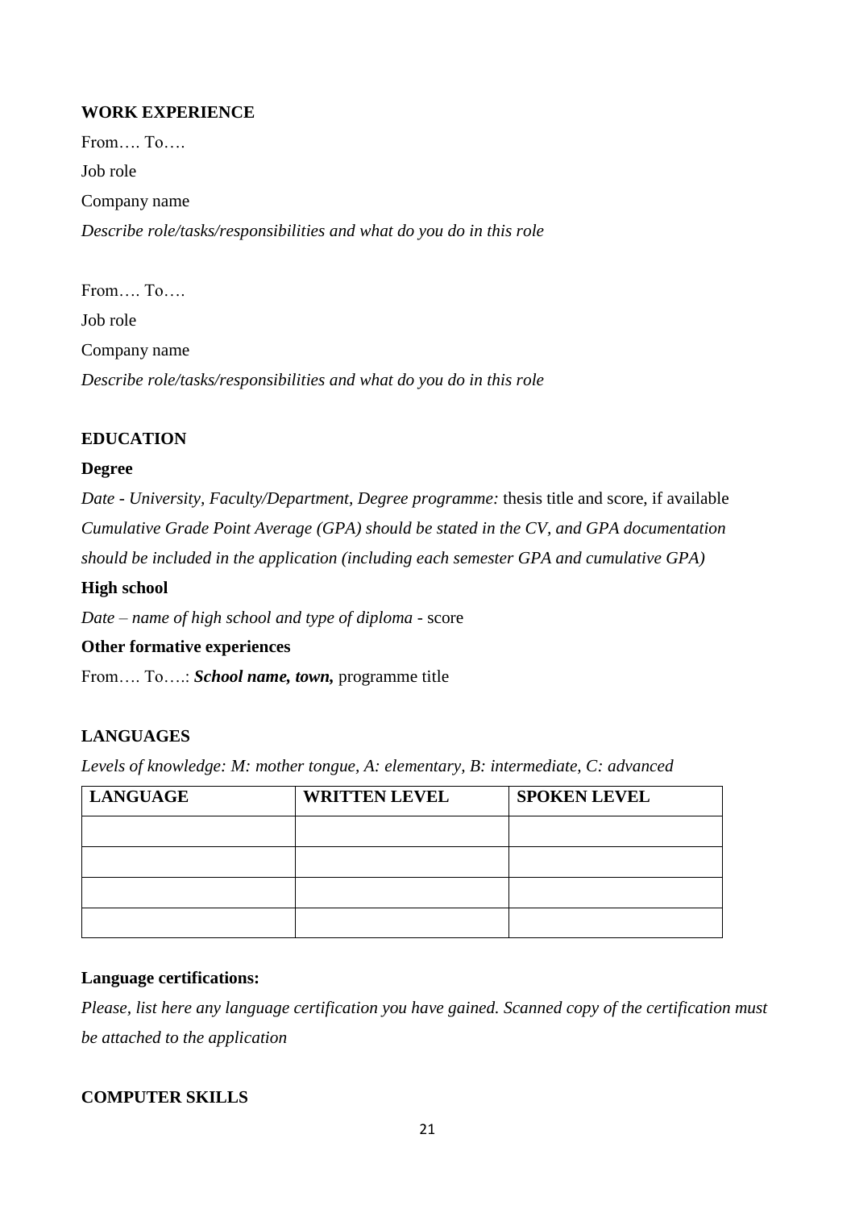**WORK EXPERIENCE**

From…. To….

Job role

Company name

*Describe role/tasks/responsibilities and what do you do in this role*

From…. To….

Job role

Company name

*Describe role/tasks/responsibilities and what do you do in this role*

**EDUCATION**

**Degree**

*Date - University, Faculty/Department, Degree programme:* thesis title and score, if available

*Cumulative Grade Point Average (GPA) should be stated in the CV, and GPA documentation should be included in the application (including each semester GPA and cumulative GPA)*

**High school**

*Date – name of high school and type of diploma* - score

**Other formative experiences**

From…. To….: ***School name, town,*** programme title

**LANGUAGES**

*Levels of knowledge: M: mother tongue, A: elementary, B: intermediate, C: advanced*

| LANGUAGE | WRITTEN LEVEL | SPOKEN LEVEL |
| --- | --- | --- |
| | | |
| | | |
| | | |
| | | |

**Language certifications:**

*Please, list here any language certification you have gained. Scanned copy of the certification must be attached to the application*

**COMPUTER SKILLS**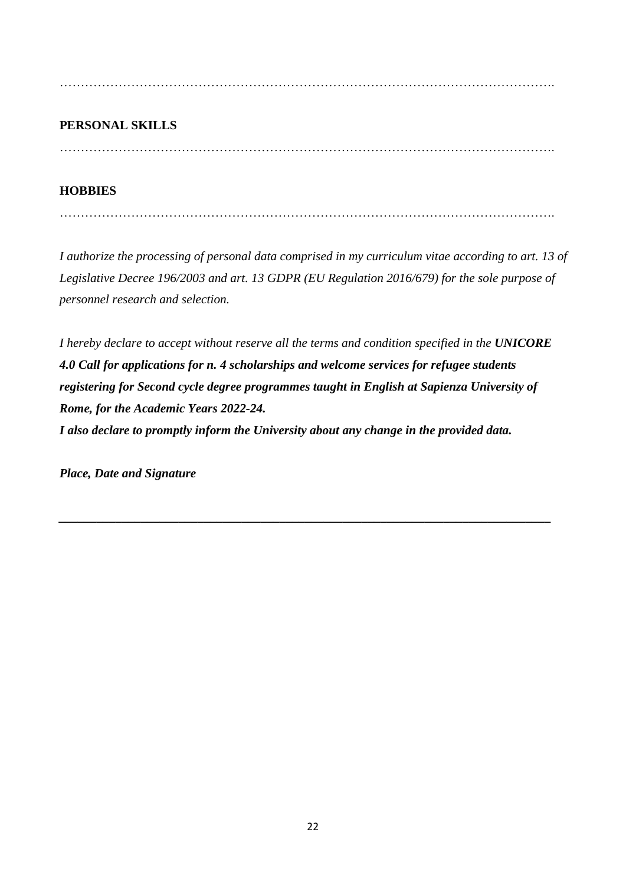…………………………………………………………………………………………………………….

**PERSONAL SKILLS**

…………………………………………………………………………………………………………….

**HOBBIES**

…………………………………………………………………………………………………………….

*I authorize the processing of personal data comprised in my curriculum vitae according to art. 13 of Legislative Decree 196/2003 and art. 13 GDPR (EU Regulation 2016/679) for the sole purpose of personnel research and selection.*

*I hereby declare to accept without reserve all the terms and condition specified in the* ***UNICORE 4.0 Call for applications for n. 4 scholarships and welcome services for refugee students registering for Second cycle degree programmes taught in English at Sapienza University of Rome, for the Academic Years 2022-24.***

***I also declare to promptly inform the University about any change in the provided data.***

***Place, Date and Signature***

______________________________________________________________________________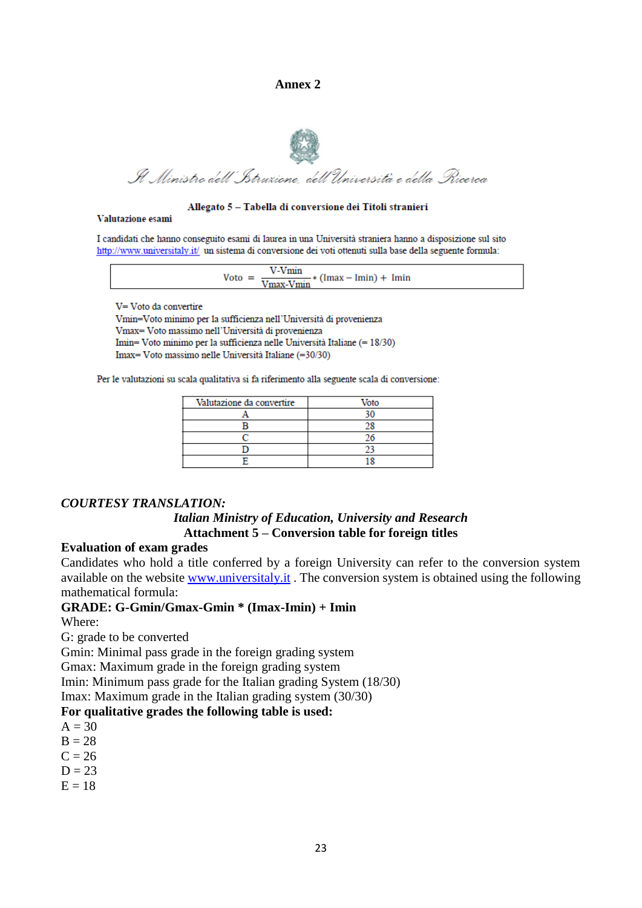# Annex 2

*Il Ministro dell'Istruzione, dell'Università e della Ricerca*

**Allegato 5 – Tabella di conversione dei Titoli stranieri**

**Valutazione esami**

I candidati che hanno conseguito esami di laurea in una Università straniera hanno a disposizione sul sito http://www.universitaly.it/ un sistema di conversione dei voti ottenuti sulla base della seguente formula:

$$\text{Voto} = \frac{\text{V-Vmin}}{\text{Vmax-Vmin}} * (\text{Imax} - \text{Imin}) + \text{Imin}$$

V= Voto da convertire
Vmin=Voto minimo per la sufficienza nell'Università di provenienza
Vmax= Voto massimo nell'Università di provenienza
Imin= Voto minimo per la sufficienza nelle Università Italiane (= 18/30)
Imax= Voto massimo nelle Università Italiane (=30/30)

Per le valutazioni su scala qualitativa si fa riferimento alla seguente scala di conversione:

| Valutazione da convertire | Voto |
|---|---|
| A | 30 |
| B | 28 |
| C | 26 |
| D | 23 |
| E | 18 |

***COURTESY TRANSLATION:***

***Italian Ministry of Education, University and Research***

**Attachment 5 – Conversion table for foreign titles**

**Evaluation of exam grades**

Candidates who hold a title conferred by a foreign University can refer to the conversion system available on the website www.universitaly.it . The conversion system is obtained using the following mathematical formula:

**GRADE: G-Gmin/Gmax-Gmin * (Imax-Imin) + Imin**

Where:
G: grade to be converted
Gmin: Minimal pass grade in the foreign grading system
Gmax: Maximum grade in the foreign grading system
Imin: Minimum pass grade for the Italian grading System (18/30)
Imax: Maximum grade in the Italian grading system (30/30)

**For qualitative grades the following table is used:**

A = 30
B = 28
C = 26
D = 23
E = 18